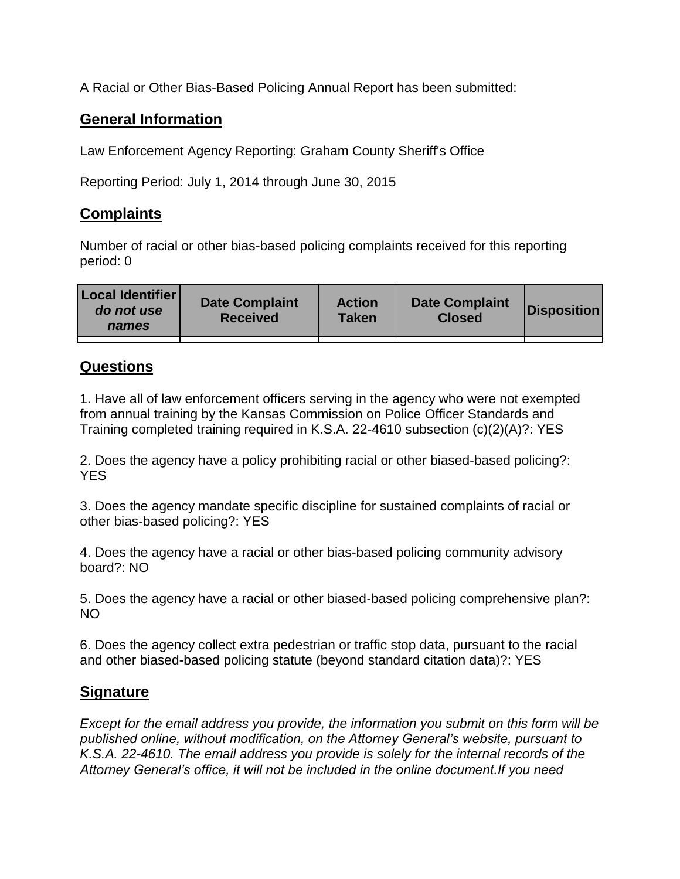A Racial or Other Bias-Based Policing Annual Report has been submitted:

## General Information

Law Enforcement Agency Reporting: Graham County Sheriff's Office

Reporting Period: July 1, 2014 through June 30, 2015

## Complaints

Number of racial or other bias-based policing complaints received for this reporting period: 0

| Local Identifier *do not use names* | Date Complaint Received | Action Taken | Date Complaint Closed | Disposition |
|---|---|---|---|---|
| | | | | |

## Questions

1. Have all of law enforcement officers serving in the agency who were not exempted from annual training by the Kansas Commission on Police Officer Standards and Training completed training required in K.S.A. 22-4610 subsection (c)(2)(A)?: YES

2. Does the agency have a policy prohibiting racial or other biased-based policing?: YES

3. Does the agency mandate specific discipline for sustained complaints of racial or other bias-based policing?: YES

4. Does the agency have a racial or other bias-based policing community advisory board?: NO

5. Does the agency have a racial or other biased-based policing comprehensive plan?: NO

6. Does the agency collect extra pedestrian or traffic stop data, pursuant to the racial and other biased-based policing statute (beyond standard citation data)?: YES

## Signature

*Except for the email address you provide, the information you submit on this form will be published online, without modification, on the Attorney General's website, pursuant to K.S.A. 22-4610. The email address you provide is solely for the internal records of the Attorney General's office, it will not be included in the online document.If you need*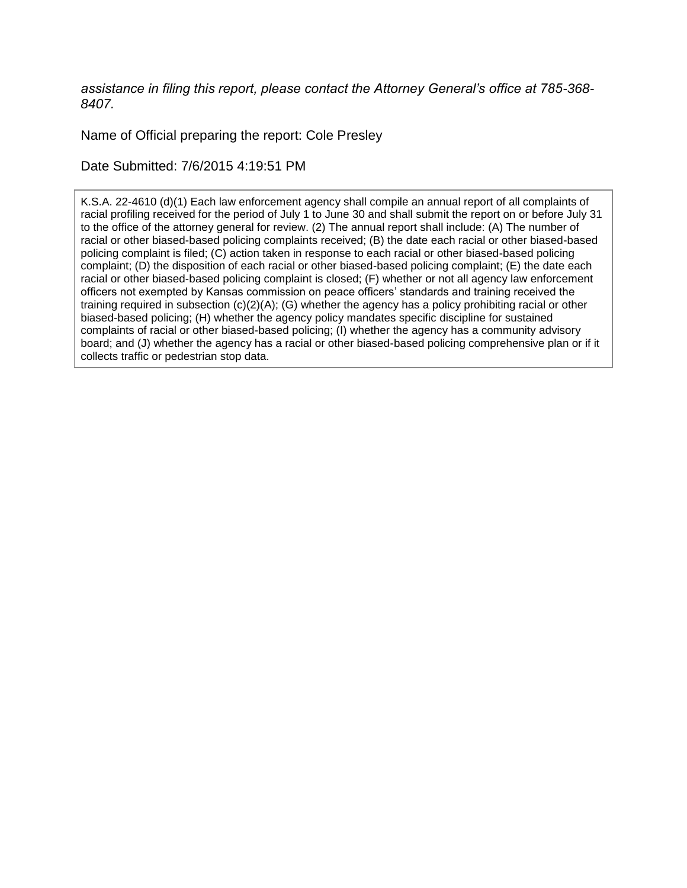*assistance in filing this report, please contact the Attorney General's office at 785-368-8407.*

Name of Official preparing the report: Cole Presley

Date Submitted: 7/6/2015 4:19:51 PM

K.S.A. 22-4610 (d)(1) Each law enforcement agency shall compile an annual report of all complaints of racial profiling received for the period of July 1 to June 30 and shall submit the report on or before July 31 to the office of the attorney general for review. (2) The annual report shall include: (A) The number of racial or other biased-based policing complaints received; (B) the date each racial or other biased-based policing complaint is filed; (C) action taken in response to each racial or other biased-based policing complaint; (D) the disposition of each racial or other biased-based policing complaint; (E) the date each racial or other biased-based policing complaint is closed; (F) whether or not all agency law enforcement officers not exempted by Kansas commission on peace officers' standards and training received the training required in subsection (c)(2)(A); (G) whether the agency has a policy prohibiting racial or other biased-based policing; (H) whether the agency policy mandates specific discipline for sustained complaints of racial or other biased-based policing; (I) whether the agency has a community advisory board; and (J) whether the agency has a racial or other biased-based policing comprehensive plan or if it collects traffic or pedestrian stop data.